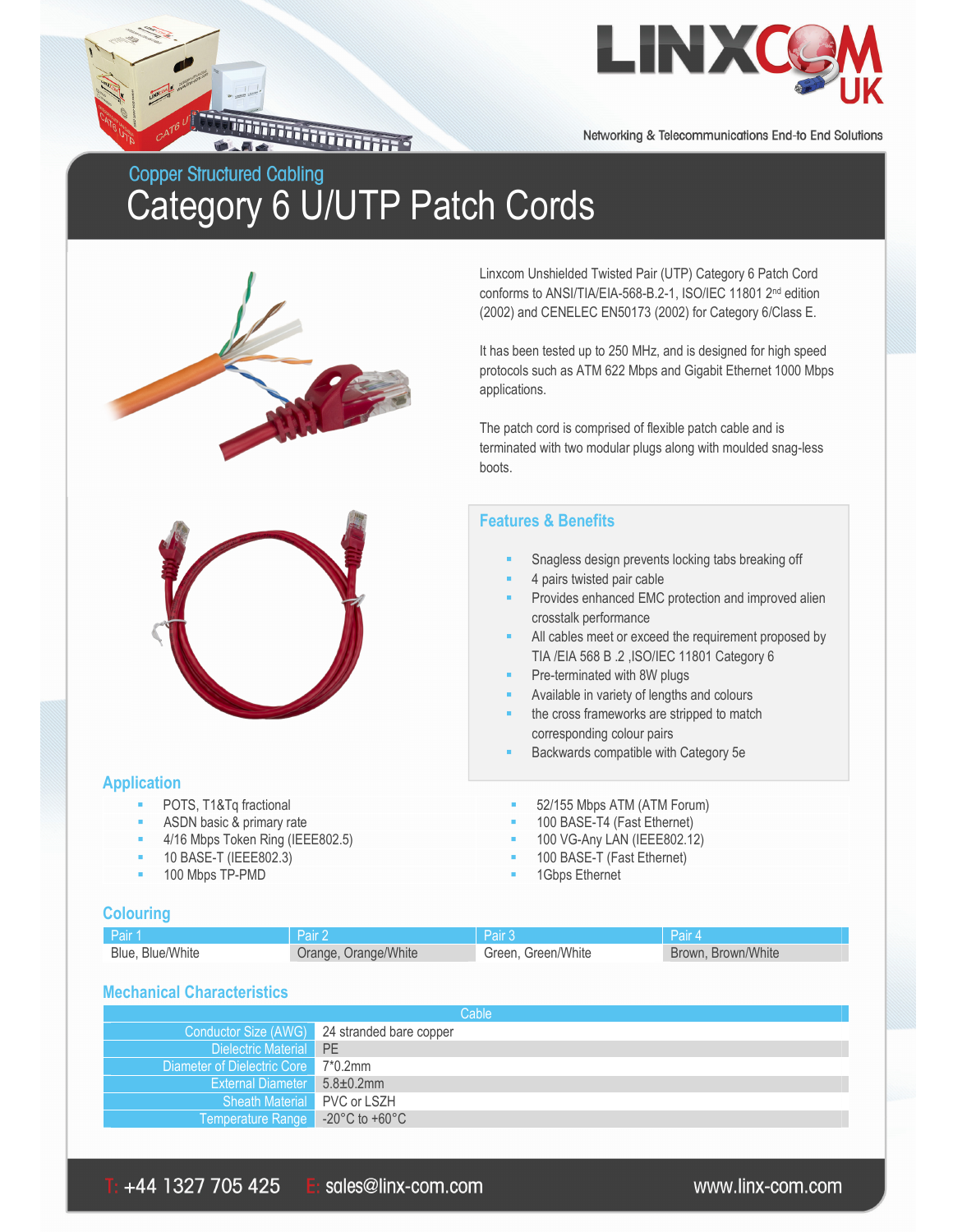Networking & Telecommunications End-to End Solutions

## Copper Structured Cabling

# Category 6 U/UTP Patch Cords

Linxcom Unshielded Twisted Pair (UTP) Category 6 Patch Cord conforms to ANSI/TIA/EIA-568-B.2-1, ISO/IEC 11801 2nd edition (2002) and CENELEC EN50173 (2002) for Category 6/Class E.

It has been tested up to 250 MHz, and is designed for high speed protocols such as ATM 622 Mbps and Gigabit Ethernet 1000 Mbps applications.

The patch cord is comprised of flexible patch cable and is terminated with two modular plugs along with moulded snag-less boots.

## Features & Benefits

- Snagless design prevents locking tabs breaking off
- 4 pairs twisted pair cable
- Provides enhanced EMC protection and improved alien crosstalk performance
- All cables meet or exceed the requirement proposed by TIA /EIA 568 B .2 ,ISO/IEC 11801 Category 6
- Pre-terminated with 8W plugs
- Available in variety of lengths and colours
- the cross frameworks are stripped to match corresponding colour pairs
- Backwards compatible with Category 5e

## Application

- POTS, T1&Tq fractional
- ASDN basic & primary rate
- 4/16 Mbps Token Ring (IEEE802.5)
- 10 BASE-T (IEEE802.3)
- 100 Mbps TP-PMD
- 52/155 Mbps ATM (ATM Forum)
- 100 BASE-T4 (Fast Ethernet)
- 100 VG-Any LAN (IEEE802.12)
- 100 BASE-T (Fast Ethernet)
- 1Gbps Ethernet

## Colouring

| Pair 1 | Pair 2 | Pair 3 | Pair 4 |
|---|---|---|---|
| Blue, Blue/White | Orange, Orange/White | Green, Green/White | Brown, Brown/White |

## Mechanical Characteristics

| | Cable |
|---|---|
| Conductor Size (AWG) | 24 stranded bare copper |
| Dielectric Material | PE |
| Diameter of Dielectric Core | 7*0.2mm |
| External Diameter | 5.8±0.2mm |
| Sheath Material | PVC or LSZH |
| Temperature Range | -20°C to +60°C |

T: +44 1327 705 425 E: sales@linx-com.com www.linx-com.com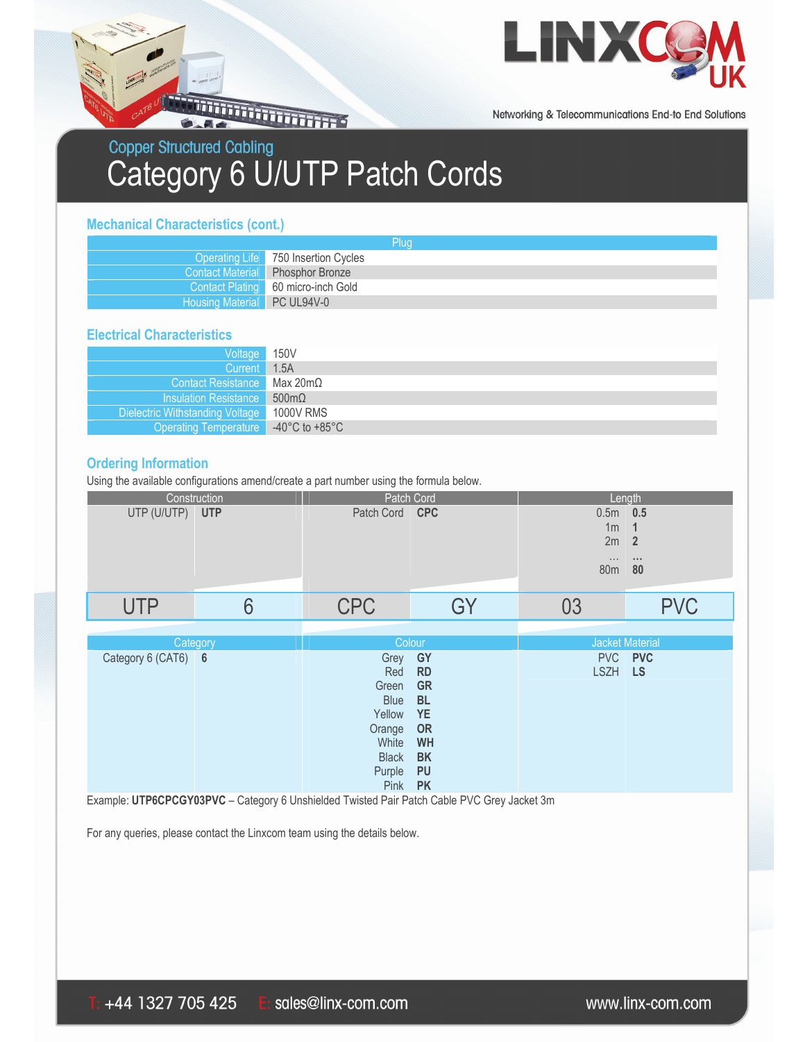Copper Structured Cabling

# Category 6 U/UTP Patch Cords

## Mechanical Characteristics (cont.)

| Plug | |
|---|---|
| Operating Life | 750 Insertion Cycles |
| Contact Material | Phosphor Bronze |
| Contact Plating | 60 micro-inch Gold |
| Housing Material | PC UL94V-0 |

## Electrical Characteristics

| | |
|---|---|
| Voltage | 150V |
| Current | 1.5A |
| Contact Resistance | Max 20mΩ |
| Insulation Resistance | 500mΩ |
| Dielectric Withstanding Voltage | 1000V RMS |
| Operating Temperature | -40°C to +85°C |

## Ordering Information

Using the available configurations amend/create a part number using the formula below.

| Construction | | Patch Cord | | Length | |
|---|---|---|---|---|---|
| UTP (U/UTP) | **UTP** | Patch Cord | **CPC** | 0.5m | **0.5** |
| | | | | 1m | **1** |
| | | | | 2m | **2** |
| | | | | … | **…** |
| | | | | 80m | **80** |

| UTP | 6 | CPC | GY | 03 | PVC |
|---|---|---|---|---|---|

| Category | | Colour | | Jacket Material | |
|---|---|---|---|---|---|
| Category 6 (CAT6) | **6** | Grey | **GY** | PVC | **PVC** |
| | | Red | **RD** | LSZH | **LS** |
| | | Green | **GR** | | |
| | | Blue | **BL** | | |
| | | Yellow | **YE** | | |
| | | Orange | **OR** | | |
| | | White | **WH** | | |
| | | Black | **BK** | | |
| | | Purple | **PU** | | |
| | | Pink | **PK** | | |

Example: **UTP6CPCGY03PVC** – Category 6 Unshielded Twisted Pair Patch Cable PVC Grey Jacket 3m

For any queries, please contact the Linxcom team using the details below.

T: +44 1327 705 425 E: sales@linx-com.com www.linx-com.com